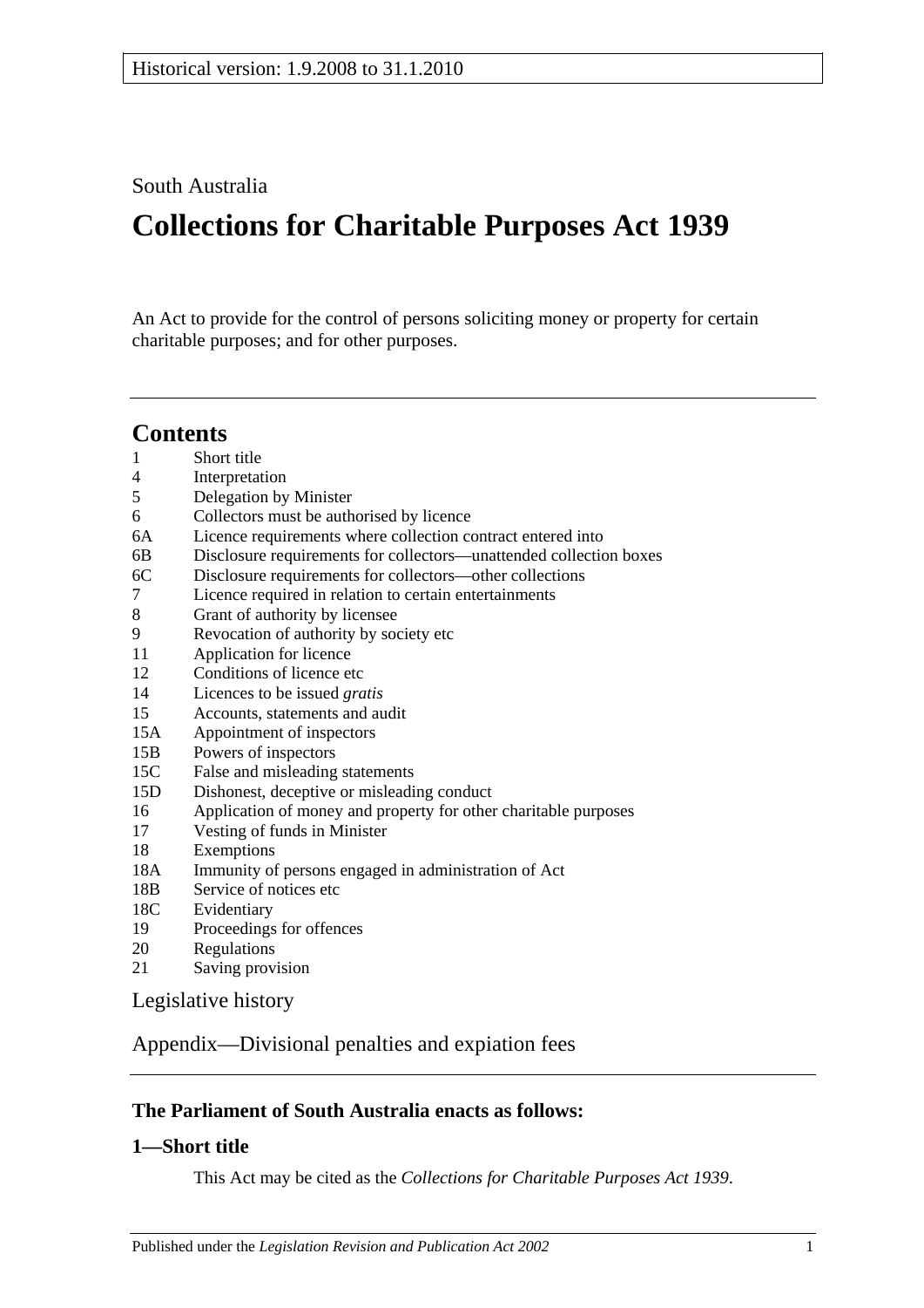Historical version: 1.9.2008 to 31.1.2010

South Australia

# Collections for Charitable Purposes Act 1939

An Act to provide for the control of persons soliciting money or property for certain charitable purposes; and for other purposes.

## Contents

- 1 Short title
- 4 Interpretation
- 5 Delegation by Minister
- 6 Collectors must be authorised by licence
- 6A Licence requirements where collection contract entered into
- 6B Disclosure requirements for collectors—unattended collection boxes
- 6C Disclosure requirements for collectors—other collections
- 7 Licence required in relation to certain entertainments
- 8 Grant of authority by licensee
- 9 Revocation of authority by society etc
- 11 Application for licence
- 12 Conditions of licence etc
- 14 Licences to be issued *gratis*
- 15 Accounts, statements and audit
- 15A Appointment of inspectors
- 15B Powers of inspectors
- 15C False and misleading statements
- 15D Dishonest, deceptive or misleading conduct
- 16 Application of money and property for other charitable purposes
- 17 Vesting of funds in Minister
- 18 Exemptions
- 18A Immunity of persons engaged in administration of Act
- 18B Service of notices etc
- 18C Evidentiary
- 19 Proceedings for offences
- 20 Regulations
- 21 Saving provision

Legislative history

Appendix—Divisional penalties and expiation fees

### The Parliament of South Australia enacts as follows:

### 1—Short title

This Act may be cited as the *Collections for Charitable Purposes Act 1939*.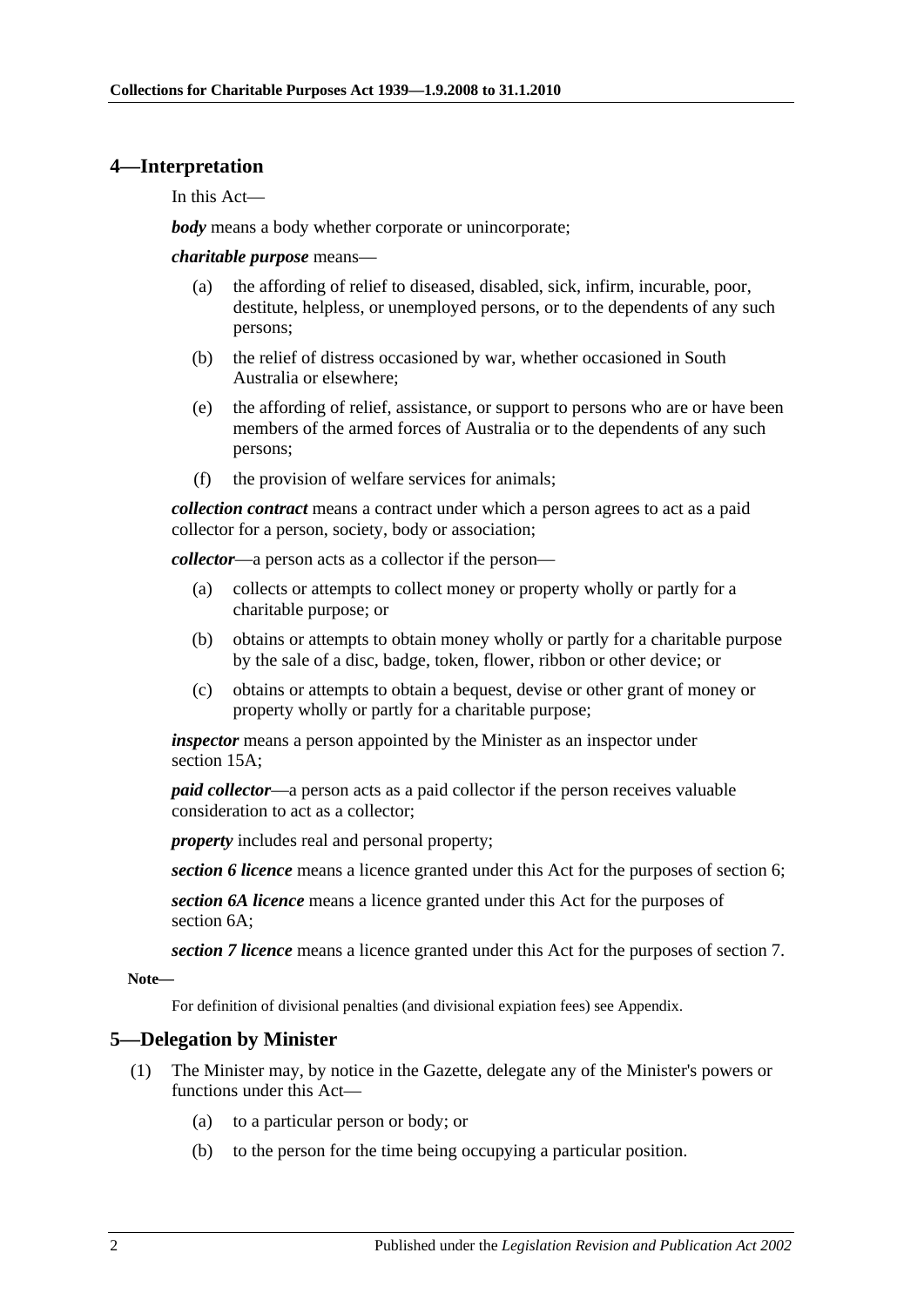## 4—Interpretation

In this Act—

***body*** means a body whether corporate or unincorporate;

***charitable purpose*** means—

(a) the affording of relief to diseased, disabled, sick, infirm, incurable, poor, destitute, helpless, or unemployed persons, or to the dependents of any such persons;

(b) the relief of distress occasioned by war, whether occasioned in South Australia or elsewhere;

(e) the affording of relief, assistance, or support to persons who are or have been members of the armed forces of Australia or to the dependents of any such persons;

(f) the provision of welfare services for animals;

***collection contract*** means a contract under which a person agrees to act as a paid collector for a person, society, body or association;

***collector***—a person acts as a collector if the person—

(a) collects or attempts to collect money or property wholly or partly for a charitable purpose; or

(b) obtains or attempts to obtain money wholly or partly for a charitable purpose by the sale of a disc, badge, token, flower, ribbon or other device; or

(c) obtains or attempts to obtain a bequest, devise or other grant of money or property wholly or partly for a charitable purpose;

***inspector*** means a person appointed by the Minister as an inspector under section 15A;

***paid collector***—a person acts as a paid collector if the person receives valuable consideration to act as a collector;

***property*** includes real and personal property;

***section 6 licence*** means a licence granted under this Act for the purposes of section 6;

***section 6A licence*** means a licence granted under this Act for the purposes of section 6A;

***section 7 licence*** means a licence granted under this Act for the purposes of section 7.

**Note—**

For definition of divisional penalties (and divisional expiation fees) see Appendix.

## 5—Delegation by Minister

(1) The Minister may, by notice in the Gazette, delegate any of the Minister's powers or functions under this Act—

(a) to a particular person or body; or

(b) to the person for the time being occupying a particular position.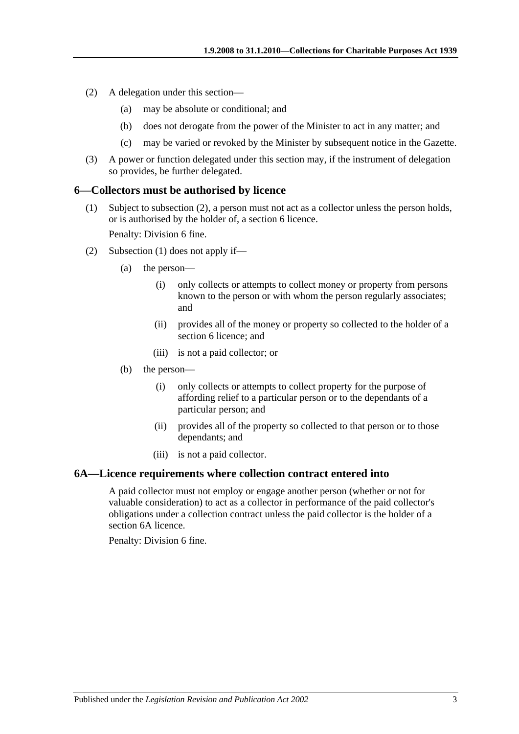(2) A delegation under this section—

(a) may be absolute or conditional; and

(b) does not derogate from the power of the Minister to act in any matter; and

(c) may be varied or revoked by the Minister by subsequent notice in the Gazette.

(3) A power or function delegated under this section may, if the instrument of delegation so provides, be further delegated.

## 6—Collectors must be authorised by licence

(1) Subject to subsection (2), a person must not act as a collector unless the person holds, or is authorised by the holder of, a section 6 licence.

Penalty: Division 6 fine.

(2) Subsection (1) does not apply if—

(a) the person—

(i) only collects or attempts to collect money or property from persons known to the person or with whom the person regularly associates; and

(ii) provides all of the money or property so collected to the holder of a section 6 licence; and

(iii) is not a paid collector; or

(b) the person—

(i) only collects or attempts to collect property for the purpose of affording relief to a particular person or to the dependants of a particular person; and

(ii) provides all of the property so collected to that person or to those dependants; and

(iii) is not a paid collector.

## 6A—Licence requirements where collection contract entered into

A paid collector must not employ or engage another person (whether or not for valuable consideration) to act as a collector in performance of the paid collector's obligations under a collection contract unless the paid collector is the holder of a section 6A licence.

Penalty: Division 6 fine.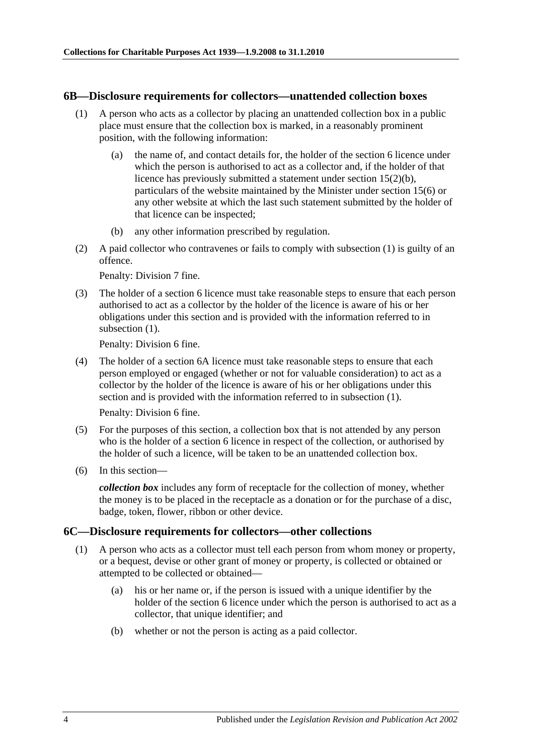### 6B—Disclosure requirements for collectors—unattended collection boxes

(1) A person who acts as a collector by placing an unattended collection box in a public place must ensure that the collection box is marked, in a reasonably prominent position, with the following information:

(a) the name of, and contact details for, the holder of the section 6 licence under which the person is authorised to act as a collector and, if the holder of that licence has previously submitted a statement under section 15(2)(b), particulars of the website maintained by the Minister under section 15(6) or any other website at which the last such statement submitted by the holder of that licence can be inspected;

(b) any other information prescribed by regulation.

(2) A paid collector who contravenes or fails to comply with subsection (1) is guilty of an offence.

Penalty: Division 7 fine.

(3) The holder of a section 6 licence must take reasonable steps to ensure that each person authorised to act as a collector by the holder of the licence is aware of his or her obligations under this section and is provided with the information referred to in subsection (1).

Penalty: Division 6 fine.

(4) The holder of a section 6A licence must take reasonable steps to ensure that each person employed or engaged (whether or not for valuable consideration) to act as a collector by the holder of the licence is aware of his or her obligations under this section and is provided with the information referred to in subsection (1).

Penalty: Division 6 fine.

(5) For the purposes of this section, a collection box that is not attended by any person who is the holder of a section 6 licence in respect of the collection, or authorised by the holder of such a licence, will be taken to be an unattended collection box.

(6) In this section—

***collection box*** includes any form of receptacle for the collection of money, whether the money is to be placed in the receptacle as a donation or for the purchase of a disc, badge, token, flower, ribbon or other device.

### 6C—Disclosure requirements for collectors—other collections

(1) A person who acts as a collector must tell each person from whom money or property, or a bequest, devise or other grant of money or property, is collected or obtained or attempted to be collected or obtained—

(a) his or her name or, if the person is issued with a unique identifier by the holder of the section 6 licence under which the person is authorised to act as a collector, that unique identifier; and

(b) whether or not the person is acting as a paid collector.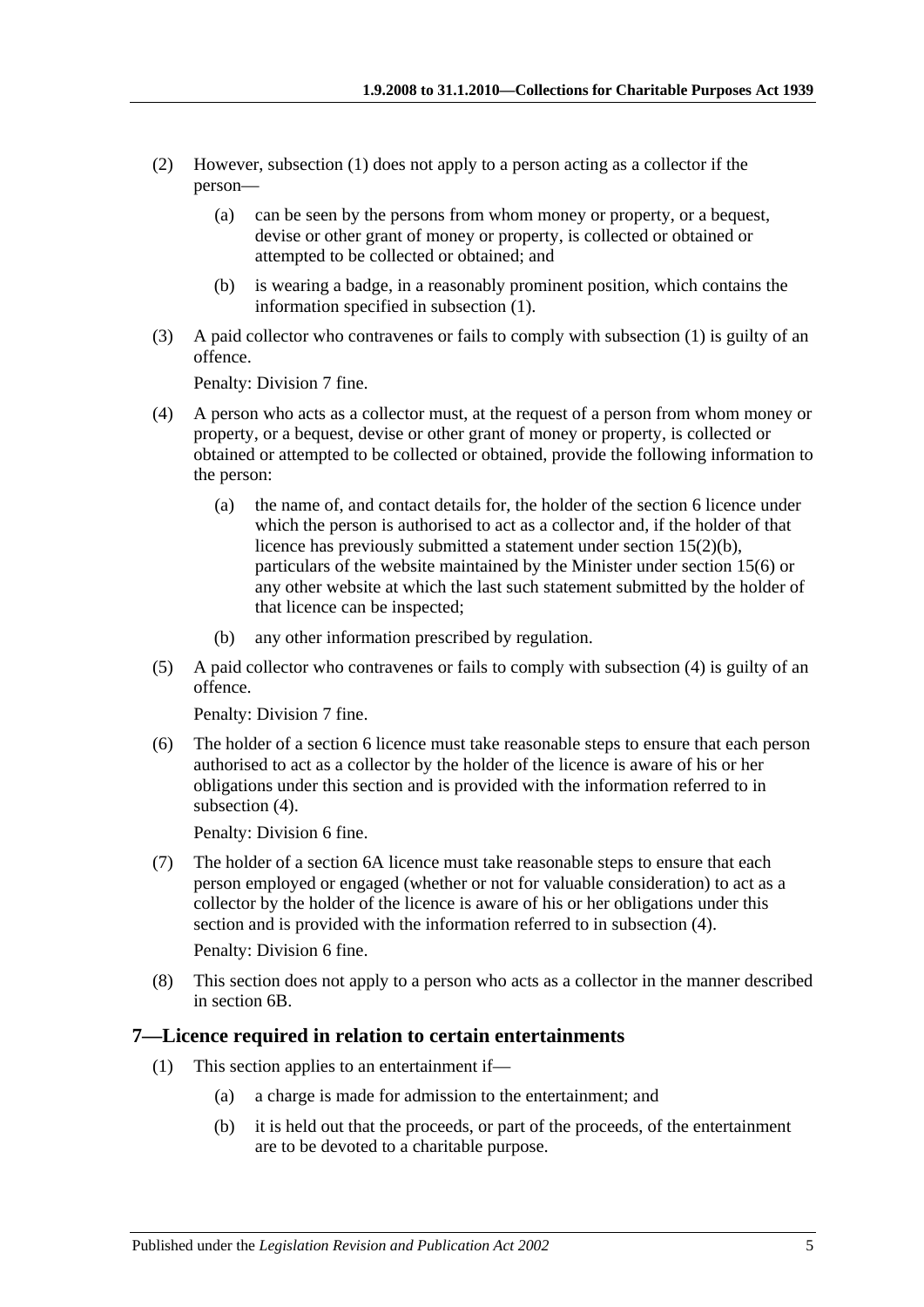(2) However, subsection (1) does not apply to a person acting as a collector if the person—

(a) can be seen by the persons from whom money or property, or a bequest, devise or other grant of money or property, is collected or obtained or attempted to be collected or obtained; and

(b) is wearing a badge, in a reasonably prominent position, which contains the information specified in subsection (1).

(3) A paid collector who contravenes or fails to comply with subsection (1) is guilty of an offence.

Penalty: Division 7 fine.

(4) A person who acts as a collector must, at the request of a person from whom money or property, or a bequest, devise or other grant of money or property, is collected or obtained or attempted to be collected or obtained, provide the following information to the person:

(a) the name of, and contact details for, the holder of the section 6 licence under which the person is authorised to act as a collector and, if the holder of that licence has previously submitted a statement under section 15(2)(b), particulars of the website maintained by the Minister under section 15(6) or any other website at which the last such statement submitted by the holder of that licence can be inspected;

(b) any other information prescribed by regulation.

(5) A paid collector who contravenes or fails to comply with subsection (4) is guilty of an offence.

Penalty: Division 7 fine.

(6) The holder of a section 6 licence must take reasonable steps to ensure that each person authorised to act as a collector by the holder of the licence is aware of his or her obligations under this section and is provided with the information referred to in subsection (4).

Penalty: Division 6 fine.

(7) The holder of a section 6A licence must take reasonable steps to ensure that each person employed or engaged (whether or not for valuable consideration) to act as a collector by the holder of the licence is aware of his or her obligations under this section and is provided with the information referred to in subsection (4).

Penalty: Division 6 fine.

(8) This section does not apply to a person who acts as a collector in the manner described in section 6B.

## 7—Licence required in relation to certain entertainments

(1) This section applies to an entertainment if—

(a) a charge is made for admission to the entertainment; and

(b) it is held out that the proceeds, or part of the proceeds, of the entertainment are to be devoted to a charitable purpose.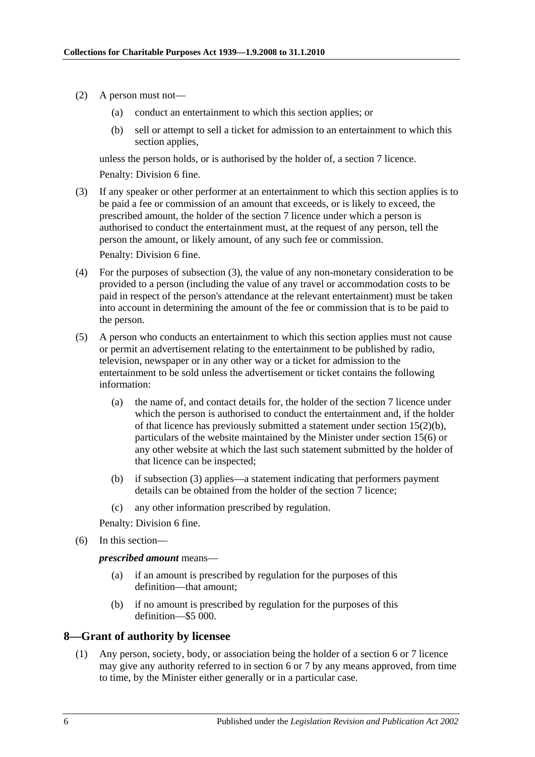(2) A person must not—

(a) conduct an entertainment to which this section applies; or

(b) sell or attempt to sell a ticket for admission to an entertainment to which this section applies,

unless the person holds, or is authorised by the holder of, a section 7 licence.

Penalty: Division 6 fine.

(3) If any speaker or other performer at an entertainment to which this section applies is to be paid a fee or commission of an amount that exceeds, or is likely to exceed, the prescribed amount, the holder of the section 7 licence under which a person is authorised to conduct the entertainment must, at the request of any person, tell the person the amount, or likely amount, of any such fee or commission.

Penalty: Division 6 fine.

(4) For the purposes of subsection (3), the value of any non-monetary consideration to be provided to a person (including the value of any travel or accommodation costs to be paid in respect of the person's attendance at the relevant entertainment) must be taken into account in determining the amount of the fee or commission that is to be paid to the person.

(5) A person who conducts an entertainment to which this section applies must not cause or permit an advertisement relating to the entertainment to be published by radio, television, newspaper or in any other way or a ticket for admission to the entertainment to be sold unless the advertisement or ticket contains the following information:

(a) the name of, and contact details for, the holder of the section 7 licence under which the person is authorised to conduct the entertainment and, if the holder of that licence has previously submitted a statement under section 15(2)(b), particulars of the website maintained by the Minister under section 15(6) or any other website at which the last such statement submitted by the holder of that licence can be inspected;

(b) if subsection (3) applies—a statement indicating that performers payment details can be obtained from the holder of the section 7 licence;

(c) any other information prescribed by regulation.

Penalty: Division 6 fine.

(6) In this section—

***prescribed amount*** means—

(a) if an amount is prescribed by regulation for the purposes of this definition—that amount;

(b) if no amount is prescribed by regulation for the purposes of this definition—$5 000.

## 8—Grant of authority by licensee

(1) Any person, society, body, or association being the holder of a section 6 or 7 licence may give any authority referred to in section 6 or 7 by any means approved, from time to time, by the Minister either generally or in a particular case.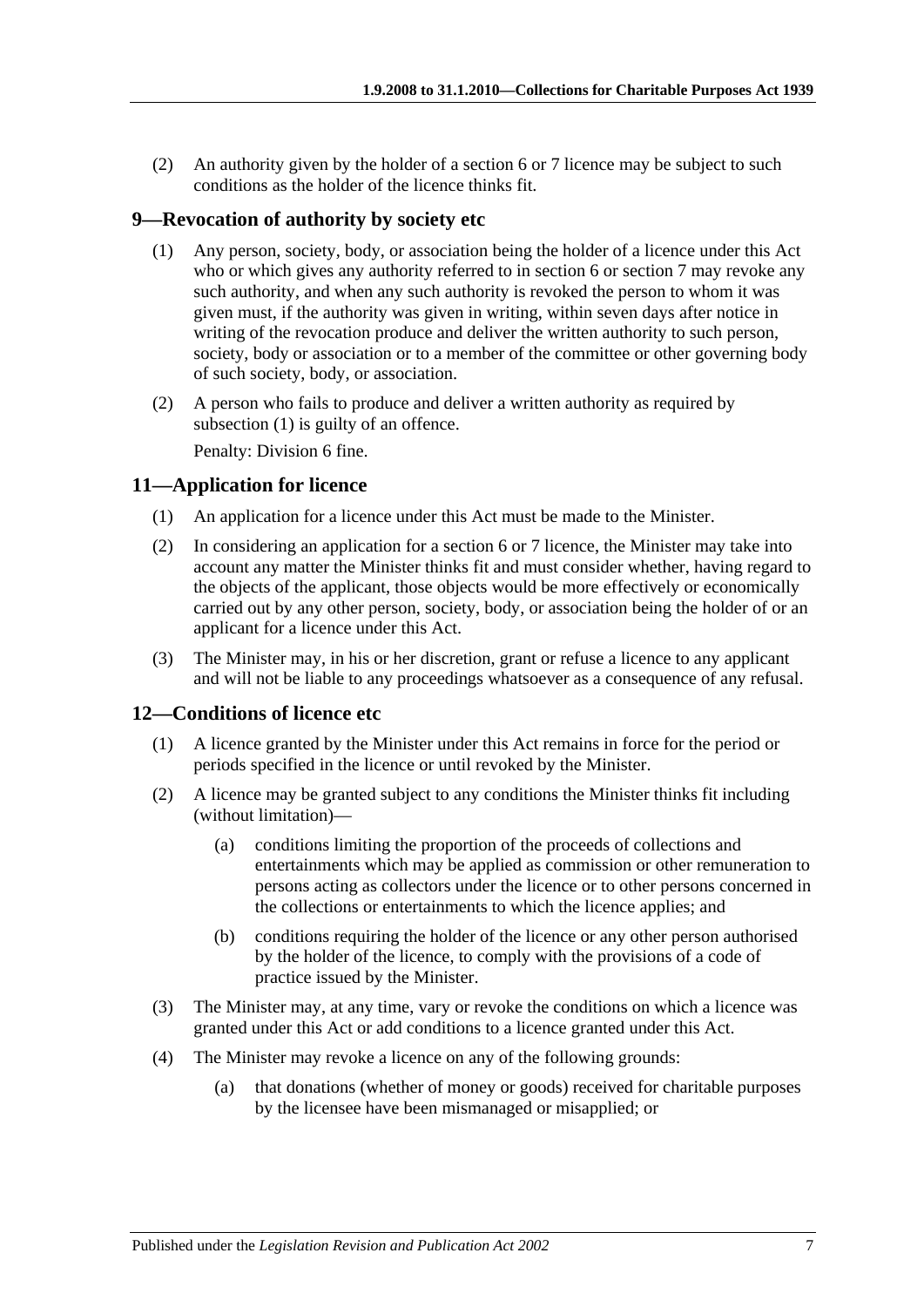(2) An authority given by the holder of a section 6 or 7 licence may be subject to such conditions as the holder of the licence thinks fit.

## 9—Revocation of authority by society etc

(1) Any person, society, body, or association being the holder of a licence under this Act who or which gives any authority referred to in section 6 or section 7 may revoke any such authority, and when any such authority is revoked the person to whom it was given must, if the authority was given in writing, within seven days after notice in writing of the revocation produce and deliver the written authority to such person, society, body or association or to a member of the committee or other governing body of such society, body, or association.

(2) A person who fails to produce and deliver a written authority as required by subsection (1) is guilty of an offence.

Penalty: Division 6 fine.

## 11—Application for licence

(1) An application for a licence under this Act must be made to the Minister.

(2) In considering an application for a section 6 or 7 licence, the Minister may take into account any matter the Minister thinks fit and must consider whether, having regard to the objects of the applicant, those objects would be more effectively or economically carried out by any other person, society, body, or association being the holder of or an applicant for a licence under this Act.

(3) The Minister may, in his or her discretion, grant or refuse a licence to any applicant and will not be liable to any proceedings whatsoever as a consequence of any refusal.

## 12—Conditions of licence etc

(1) A licence granted by the Minister under this Act remains in force for the period or periods specified in the licence or until revoked by the Minister.

(2) A licence may be granted subject to any conditions the Minister thinks fit including (without limitation)—

(a) conditions limiting the proportion of the proceeds of collections and entertainments which may be applied as commission or other remuneration to persons acting as collectors under the licence or to other persons concerned in the collections or entertainments to which the licence applies; and

(b) conditions requiring the holder of the licence or any other person authorised by the holder of the licence, to comply with the provisions of a code of practice issued by the Minister.

(3) The Minister may, at any time, vary or revoke the conditions on which a licence was granted under this Act or add conditions to a licence granted under this Act.

(4) The Minister may revoke a licence on any of the following grounds:

(a) that donations (whether of money or goods) received for charitable purposes by the licensee have been mismanaged or misapplied; or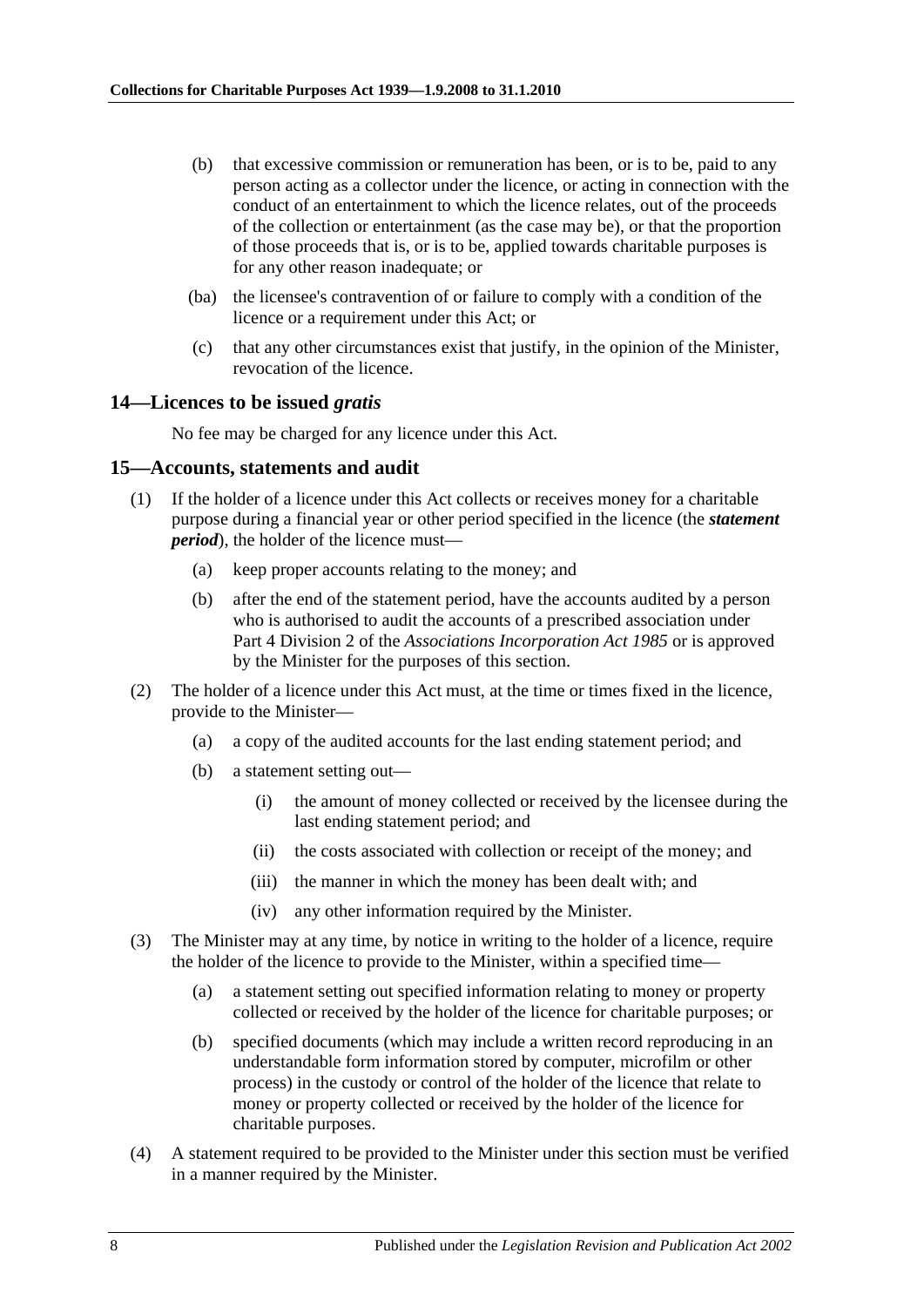(b) that excessive commission or remuneration has been, or is to be, paid to any person acting as a collector under the licence, or acting in connection with the conduct of an entertainment to which the licence relates, out of the proceeds of the collection or entertainment (as the case may be), or that the proportion of those proceeds that is, or is to be, applied towards charitable purposes is for any other reason inadequate; or

(ba) the licensee's contravention of or failure to comply with a condition of the licence or a requirement under this Act; or

(c) that any other circumstances exist that justify, in the opinion of the Minister, revocation of the licence.

## 14—Licences to be issued *gratis*

No fee may be charged for any licence under this Act.

## 15—Accounts, statements and audit

(1) If the holder of a licence under this Act collects or receives money for a charitable purpose during a financial year or other period specified in the licence (the ***statement period***), the holder of the licence must—

(a) keep proper accounts relating to the money; and

(b) after the end of the statement period, have the accounts audited by a person who is authorised to audit the accounts of a prescribed association under Part 4 Division 2 of the *Associations Incorporation Act 1985* or is approved by the Minister for the purposes of this section.

(2) The holder of a licence under this Act must, at the time or times fixed in the licence, provide to the Minister—

(a) a copy of the audited accounts for the last ending statement period; and

(b) a statement setting out—

(i) the amount of money collected or received by the licensee during the last ending statement period; and

(ii) the costs associated with collection or receipt of the money; and

(iii) the manner in which the money has been dealt with; and

(iv) any other information required by the Minister.

(3) The Minister may at any time, by notice in writing to the holder of a licence, require the holder of the licence to provide to the Minister, within a specified time—

(a) a statement setting out specified information relating to money or property collected or received by the holder of the licence for charitable purposes; or

(b) specified documents (which may include a written record reproducing in an understandable form information stored by computer, microfilm or other process) in the custody or control of the holder of the licence that relate to money or property collected or received by the holder of the licence for charitable purposes.

(4) A statement required to be provided to the Minister under this section must be verified in a manner required by the Minister.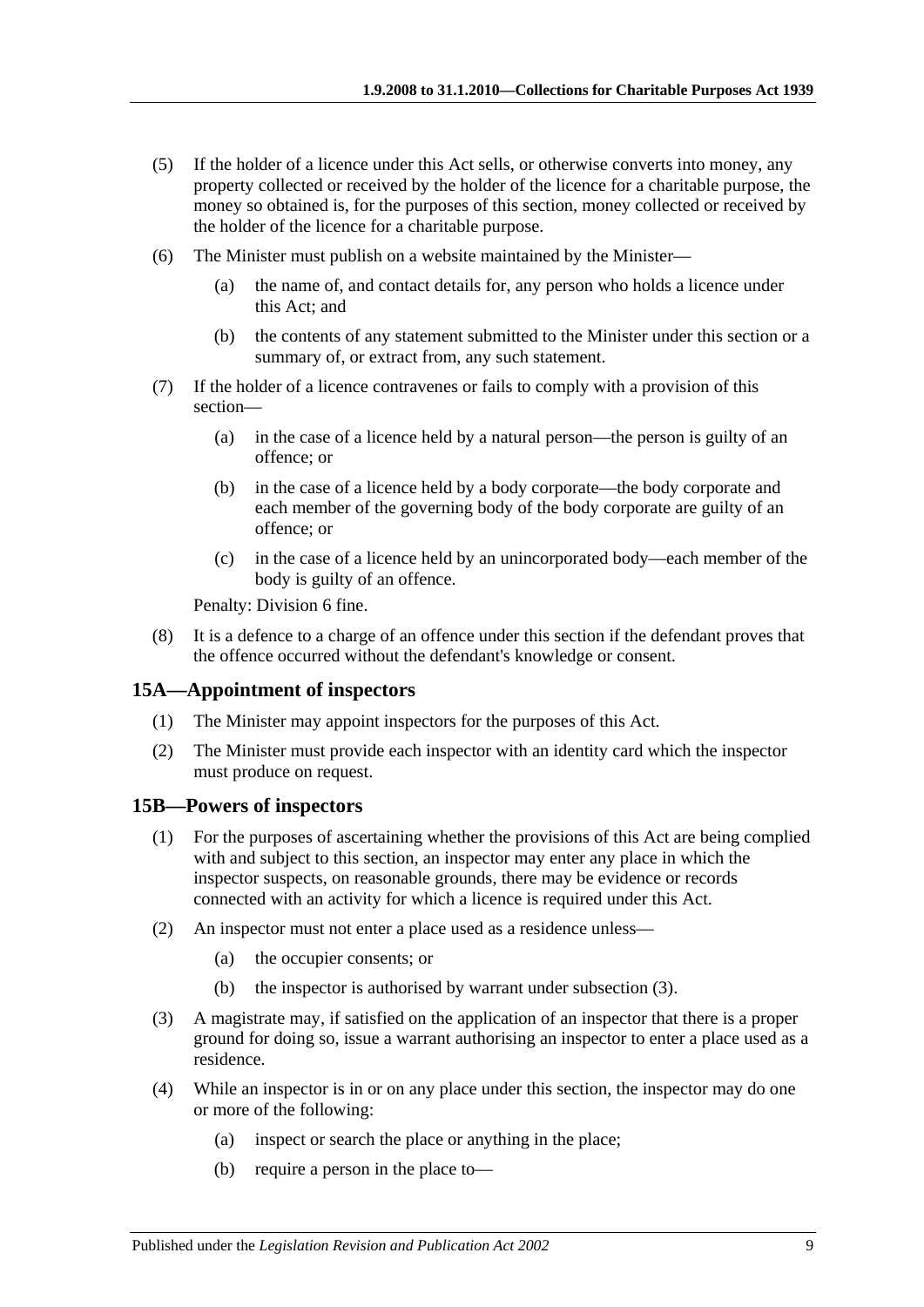(5) If the holder of a licence under this Act sells, or otherwise converts into money, any property collected or received by the holder of the licence for a charitable purpose, the money so obtained is, for the purposes of this section, money collected or received by the holder of the licence for a charitable purpose.

(6) The Minister must publish on a website maintained by the Minister—

(a) the name of, and contact details for, any person who holds a licence under this Act; and

(b) the contents of any statement submitted to the Minister under this section or a summary of, or extract from, any such statement.

(7) If the holder of a licence contravenes or fails to comply with a provision of this section—

(a) in the case of a licence held by a natural person—the person is guilty of an offence; or

(b) in the case of a licence held by a body corporate—the body corporate and each member of the governing body of the body corporate are guilty of an offence; or

(c) in the case of a licence held by an unincorporated body—each member of the body is guilty of an offence.

Penalty: Division 6 fine.

(8) It is a defence to a charge of an offence under this section if the defendant proves that the offence occurred without the defendant's knowledge or consent.

## 15A—Appointment of inspectors

(1) The Minister may appoint inspectors for the purposes of this Act.

(2) The Minister must provide each inspector with an identity card which the inspector must produce on request.

## 15B—Powers of inspectors

(1) For the purposes of ascertaining whether the provisions of this Act are being complied with and subject to this section, an inspector may enter any place in which the inspector suspects, on reasonable grounds, there may be evidence or records connected with an activity for which a licence is required under this Act.

(2) An inspector must not enter a place used as a residence unless—

(a) the occupier consents; or

(b) the inspector is authorised by warrant under subsection (3).

(3) A magistrate may, if satisfied on the application of an inspector that there is a proper ground for doing so, issue a warrant authorising an inspector to enter a place used as a residence.

(4) While an inspector is in or on any place under this section, the inspector may do one or more of the following:

(a) inspect or search the place or anything in the place;

(b) require a person in the place to—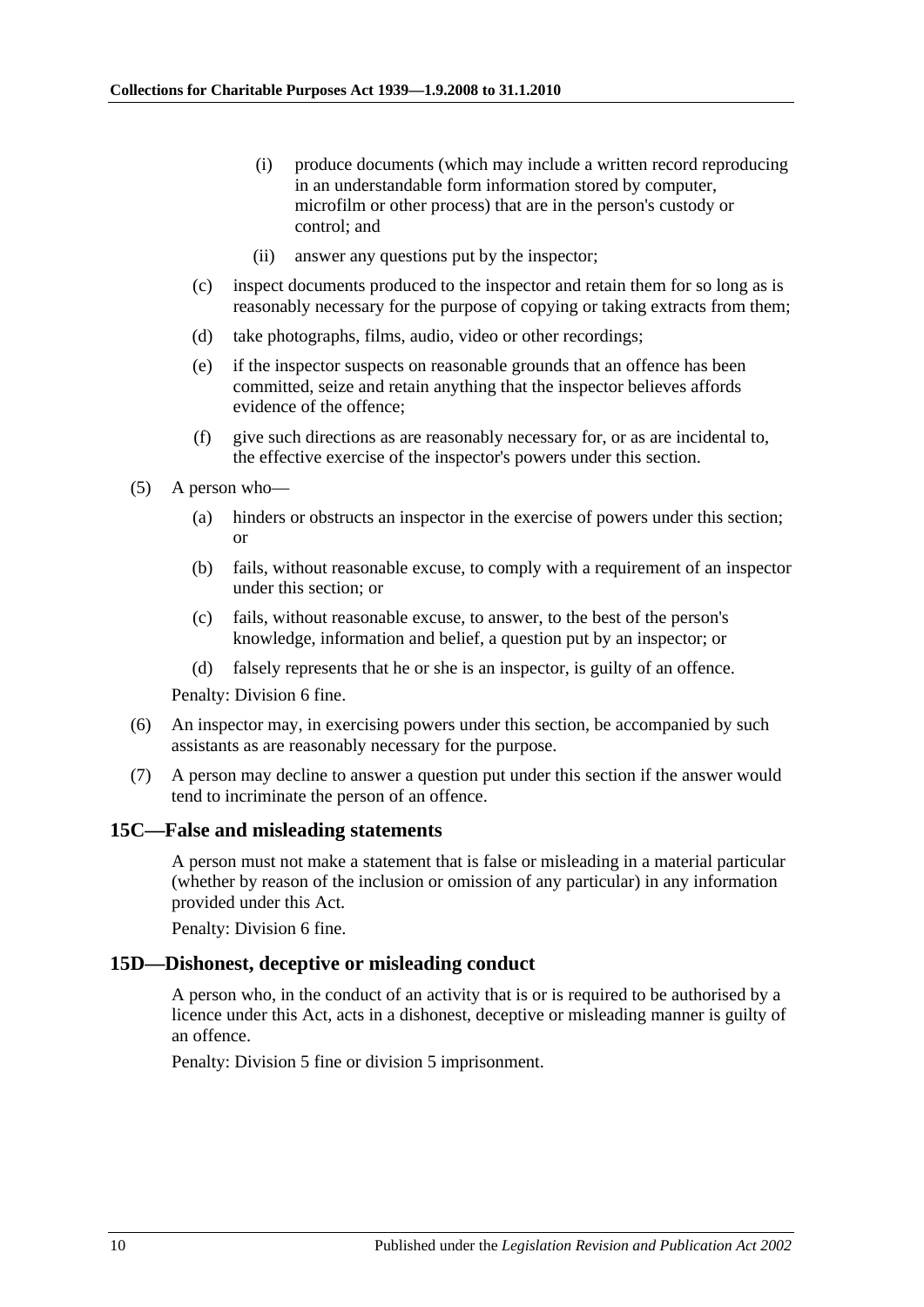(i) produce documents (which may include a written record reproducing in an understandable form information stored by computer, microfilm or other process) that are in the person's custody or control; and

(ii) answer any questions put by the inspector;

(c) inspect documents produced to the inspector and retain them for so long as is reasonably necessary for the purpose of copying or taking extracts from them;

(d) take photographs, films, audio, video or other recordings;

(e) if the inspector suspects on reasonable grounds that an offence has been committed, seize and retain anything that the inspector believes affords evidence of the offence;

(f) give such directions as are reasonably necessary for, or as are incidental to, the effective exercise of the inspector's powers under this section.

(5) A person who—

(a) hinders or obstructs an inspector in the exercise of powers under this section; or

(b) fails, without reasonable excuse, to comply with a requirement of an inspector under this section; or

(c) fails, without reasonable excuse, to answer, to the best of the person's knowledge, information and belief, a question put by an inspector; or

(d) falsely represents that he or she is an inspector, is guilty of an offence.

Penalty: Division 6 fine.

(6) An inspector may, in exercising powers under this section, be accompanied by such assistants as are reasonably necessary for the purpose.

(7) A person may decline to answer a question put under this section if the answer would tend to incriminate the person of an offence.

### 15C—False and misleading statements

A person must not make a statement that is false or misleading in a material particular (whether by reason of the inclusion or omission of any particular) in any information provided under this Act.

Penalty: Division 6 fine.

### 15D—Dishonest, deceptive or misleading conduct

A person who, in the conduct of an activity that is or is required to be authorised by a licence under this Act, acts in a dishonest, deceptive or misleading manner is guilty of an offence.

Penalty: Division 5 fine or division 5 imprisonment.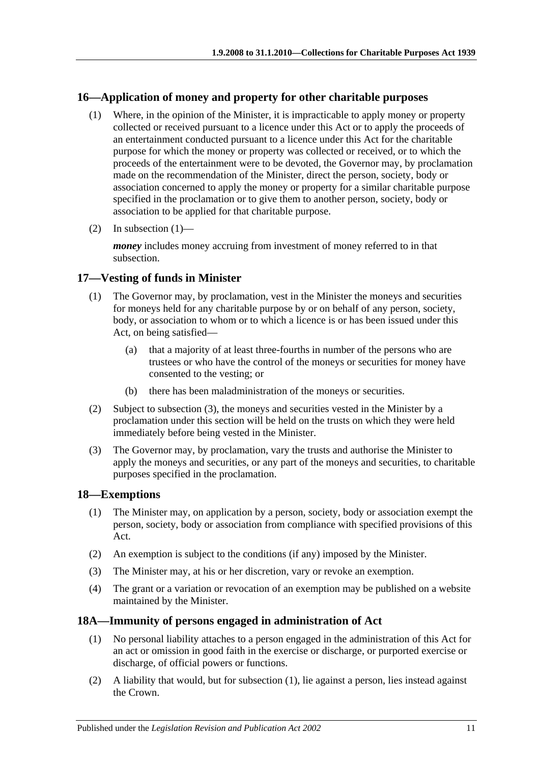## 16—Application of money and property for other charitable purposes

(1) Where, in the opinion of the Minister, it is impracticable to apply money or property collected or received pursuant to a licence under this Act or to apply the proceeds of an entertainment conducted pursuant to a licence under this Act for the charitable purpose for which the money or property was collected or received, or to which the proceeds of the entertainment were to be devoted, the Governor may, by proclamation made on the recommendation of the Minister, direct the person, society, body or association concerned to apply the money or property for a similar charitable purpose specified in the proclamation or to give them to another person, society, body or association to be applied for that charitable purpose.

(2) In subsection (1)—

***money*** includes money accruing from investment of money referred to in that subsection.

## 17—Vesting of funds in Minister

(1) The Governor may, by proclamation, vest in the Minister the moneys and securities for moneys held for any charitable purpose by or on behalf of any person, society, body, or association to whom or to which a licence is or has been issued under this Act, on being satisfied—

   (a) that a majority of at least three-fourths in number of the persons who are trustees or who have the control of the moneys or securities for money have consented to the vesting; or

   (b) there has been maladministration of the moneys or securities.

(2) Subject to subsection (3), the moneys and securities vested in the Minister by a proclamation under this section will be held on the trusts on which they were held immediately before being vested in the Minister.

(3) The Governor may, by proclamation, vary the trusts and authorise the Minister to apply the moneys and securities, or any part of the moneys and securities, to charitable purposes specified in the proclamation.

## 18—Exemptions

(1) The Minister may, on application by a person, society, body or association exempt the person, society, body or association from compliance with specified provisions of this Act.

(2) An exemption is subject to the conditions (if any) imposed by the Minister.

(3) The Minister may, at his or her discretion, vary or revoke an exemption.

(4) The grant or a variation or revocation of an exemption may be published on a website maintained by the Minister.

## 18A—Immunity of persons engaged in administration of Act

(1) No personal liability attaches to a person engaged in the administration of this Act for an act or omission in good faith in the exercise or discharge, or purported exercise or discharge, of official powers or functions.

(2) A liability that would, but for subsection (1), lie against a person, lies instead against the Crown.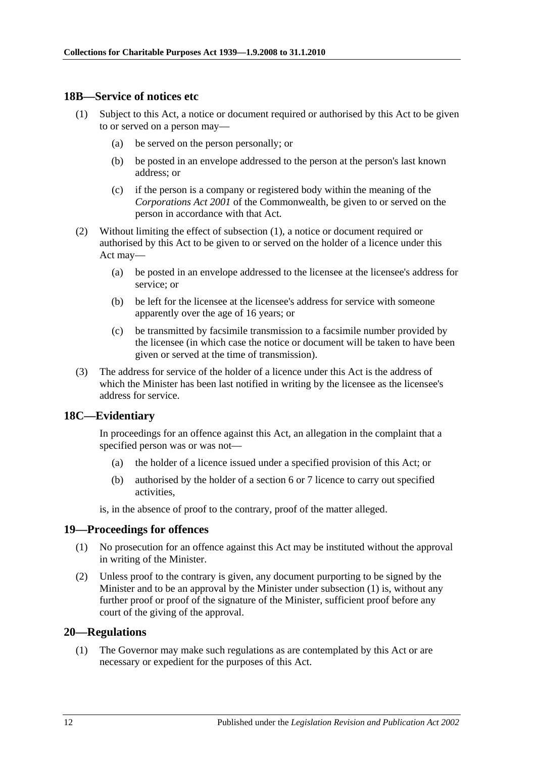## 18B—Service of notices etc

(1) Subject to this Act, a notice or document required or authorised by this Act to be given to or served on a person may—

(a) be served on the person personally; or

(b) be posted in an envelope addressed to the person at the person's last known address; or

(c) if the person is a company or registered body within the meaning of the *Corporations Act 2001* of the Commonwealth, be given to or served on the person in accordance with that Act.

(2) Without limiting the effect of subsection (1), a notice or document required or authorised by this Act to be given to or served on the holder of a licence under this Act may—

(a) be posted in an envelope addressed to the licensee at the licensee's address for service; or

(b) be left for the licensee at the licensee's address for service with someone apparently over the age of 16 years; or

(c) be transmitted by facsimile transmission to a facsimile number provided by the licensee (in which case the notice or document will be taken to have been given or served at the time of transmission).

(3) The address for service of the holder of a licence under this Act is the address of which the Minister has been last notified in writing by the licensee as the licensee's address for service.

## 18C—Evidentiary

In proceedings for an offence against this Act, an allegation in the complaint that a specified person was or was not—

(a) the holder of a licence issued under a specified provision of this Act; or

(b) authorised by the holder of a section 6 or 7 licence to carry out specified activities,

is, in the absence of proof to the contrary, proof of the matter alleged.

## 19—Proceedings for offences

(1) No prosecution for an offence against this Act may be instituted without the approval in writing of the Minister.

(2) Unless proof to the contrary is given, any document purporting to be signed by the Minister and to be an approval by the Minister under subsection (1) is, without any further proof or proof of the signature of the Minister, sufficient proof before any court of the giving of the approval.

## 20—Regulations

(1) The Governor may make such regulations as are contemplated by this Act or are necessary or expedient for the purposes of this Act.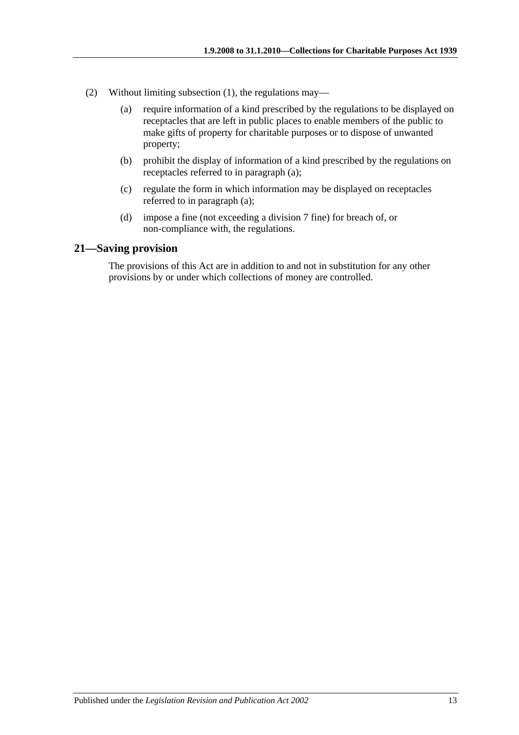(2) Without limiting subsection (1), the regulations may—

(a) require information of a kind prescribed by the regulations to be displayed on receptacles that are left in public places to enable members of the public to make gifts of property for charitable purposes or to dispose of unwanted property;

(b) prohibit the display of information of a kind prescribed by the regulations on receptacles referred to in paragraph (a);

(c) regulate the form in which information may be displayed on receptacles referred to in paragraph (a);

(d) impose a fine (not exceeding a division 7 fine) for breach of, or non-compliance with, the regulations.

## 21—Saving provision

The provisions of this Act are in addition to and not in substitution for any other provisions by or under which collections of money are controlled.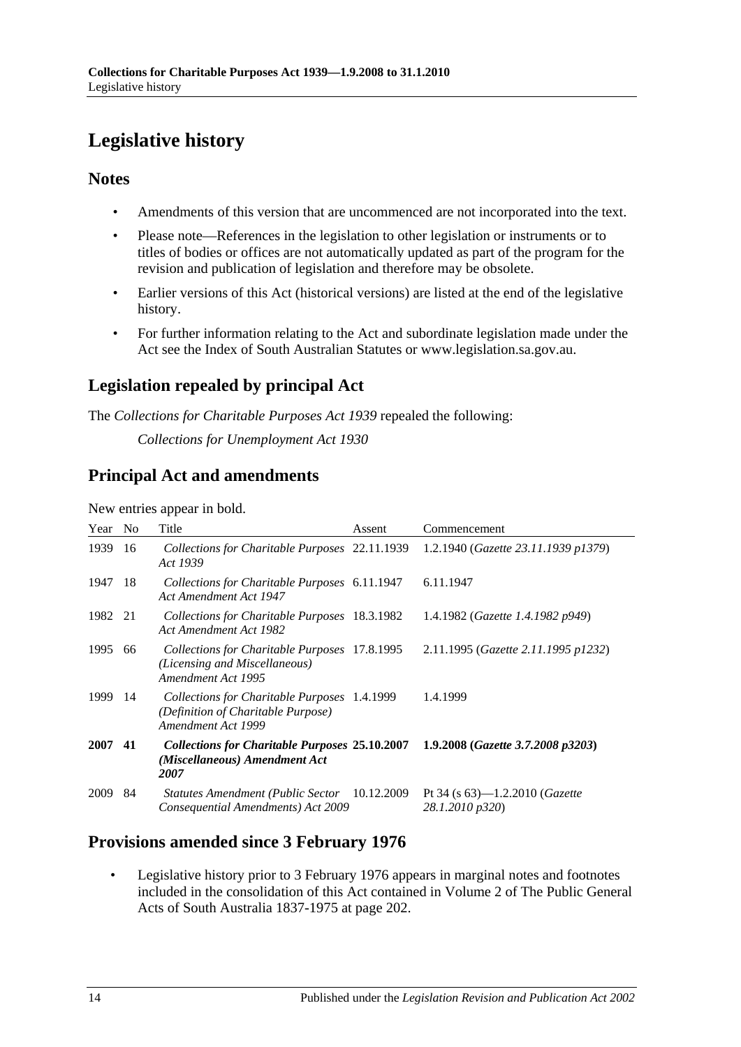# Legislative history

## Notes

- Amendments of this version that are uncommenced are not incorporated into the text.
- Please note—References in the legislation to other legislation or instruments or to titles of bodies or offices are not automatically updated as part of the program for the revision and publication of legislation and therefore may be obsolete.
- Earlier versions of this Act (historical versions) are listed at the end of the legislative history.
- For further information relating to the Act and subordinate legislation made under the Act see the Index of South Australian Statutes or www.legislation.sa.gov.au.

## Legislation repealed by principal Act

The *Collections for Charitable Purposes Act 1939* repealed the following:

*Collections for Unemployment Act 1930*

## Principal Act and amendments

New entries appear in bold.

| Year | No | Title | Assent | Commencement |
|---|---|---|---|---|
| 1939 | 16 | *Collections for Charitable Purposes Act 1939* | 22.11.1939 | 1.2.1940 (*Gazette 23.11.1939 p1379*) |
| 1947 | 18 | *Collections for Charitable Purposes Act Amendment Act 1947* | 6.11.1947 | 6.11.1947 |
| 1982 | 21 | *Collections for Charitable Purposes Act Amendment Act 1982* | 18.3.1982 | 1.4.1982 (*Gazette 1.4.1982 p949*) |
| 1995 | 66 | *Collections for Charitable Purposes (Licensing and Miscellaneous) Amendment Act 1995* | 17.8.1995 | 2.11.1995 (*Gazette 2.11.1995 p1232*) |
| 1999 | 14 | *Collections for Charitable Purposes (Definition of Charitable Purpose) Amendment Act 1999* | 1.4.1999 | 1.4.1999 |
| **2007** | **41** | ***Collections for Charitable Purposes (Miscellaneous) Amendment Act 2007*** | **25.10.2007** | **1.9.2008 (*Gazette 3.7.2008 p3203*)** |
| 2009 | 84 | *Statutes Amendment (Public Sector Consequential Amendments) Act 2009* | 10.12.2009 | Pt 34 (s 63)—1.2.2010 (*Gazette 28.1.2010 p320*) |

## Provisions amended since 3 February 1976

- Legislative history prior to 3 February 1976 appears in marginal notes and footnotes included in the consolidation of this Act contained in Volume 2 of The Public General Acts of South Australia 1837-1975 at page 202.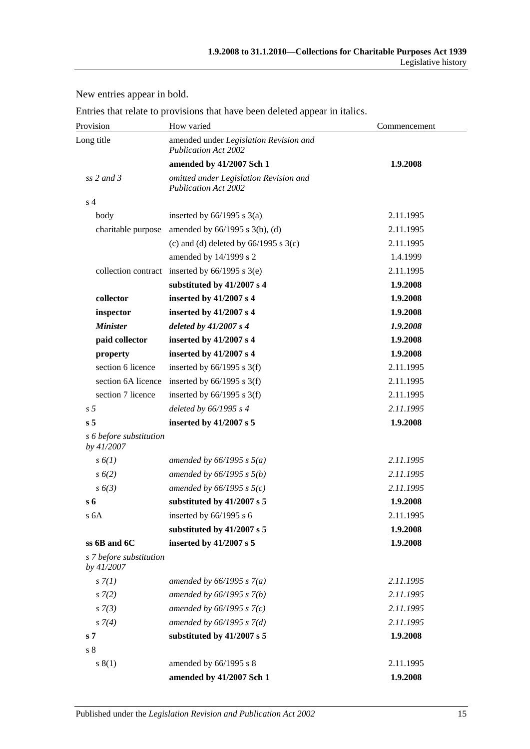New entries appear in bold.

Entries that relate to provisions that have been deleted appear in italics.

| Provision | How varied | Commencement |
|---|---|---|
| Long title | amended under *Legislation Revision and Publication Act 2002* | |
| | **amended by 41/2007 Sch 1** | **1.9.2008** |
| *ss 2 and 3* | *omitted under Legislation Revision and Publication Act 2002* | |
| s 4 | | |
| body | inserted by 66/1995 s 3(a) | 2.11.1995 |
| charitable purpose | amended by 66/1995 s 3(b), (d) | 2.11.1995 |
| | (c) and (d) deleted by 66/1995 s 3(c) | 2.11.1995 |
| | amended by 14/1999 s 2 | 1.4.1999 |
| collection contract | inserted by 66/1995 s 3(e) | 2.11.1995 |
| | **substituted by 41/2007 s 4** | **1.9.2008** |
| **collector** | **inserted by 41/2007 s 4** | **1.9.2008** |
| **inspector** | **inserted by 41/2007 s 4** | **1.9.2008** |
| ***Minister*** | ***deleted by 41/2007 s 4*** | ***1.9.2008*** |
| **paid collector** | **inserted by 41/2007 s 4** | **1.9.2008** |
| **property** | **inserted by 41/2007 s 4** | **1.9.2008** |
| section 6 licence | inserted by 66/1995 s 3(f) | 2.11.1995 |
| section 6A licence | inserted by 66/1995 s 3(f) | 2.11.1995 |
| section 7 licence | inserted by 66/1995 s 3(f) | 2.11.1995 |
| *s 5* | *deleted by 66/1995 s 4* | *2.11.1995* |
| **s 5** | **inserted by 41/2007 s 5** | **1.9.2008** |
| *s 6 before substitution by 41/2007* | | |
| *s 6(1)* | *amended by 66/1995 s 5(a)* | *2.11.1995* |
| *s 6(2)* | *amended by 66/1995 s 5(b)* | *2.11.1995* |
| *s 6(3)* | *amended by 66/1995 s 5(c)* | *2.11.1995* |
| **s 6** | **substituted by 41/2007 s 5** | **1.9.2008** |
| s 6A | inserted by 66/1995 s 6 | 2.11.1995 |
| | **substituted by 41/2007 s 5** | **1.9.2008** |
| **ss 6B and 6C** | **inserted by 41/2007 s 5** | **1.9.2008** |
| *s 7 before substitution by 41/2007* | | |
| *s 7(1)* | *amended by 66/1995 s 7(a)* | *2.11.1995* |
| *s 7(2)* | *amended by 66/1995 s 7(b)* | *2.11.1995* |
| *s 7(3)* | *amended by 66/1995 s 7(c)* | *2.11.1995* |
| *s 7(4)* | *amended by 66/1995 s 7(d)* | *2.11.1995* |
| **s 7** | **substituted by 41/2007 s 5** | **1.9.2008** |
| s 8 | | |
| s 8(1) | amended by 66/1995 s 8 | 2.11.1995 |
| | **amended by 41/2007 Sch 1** | **1.9.2008** |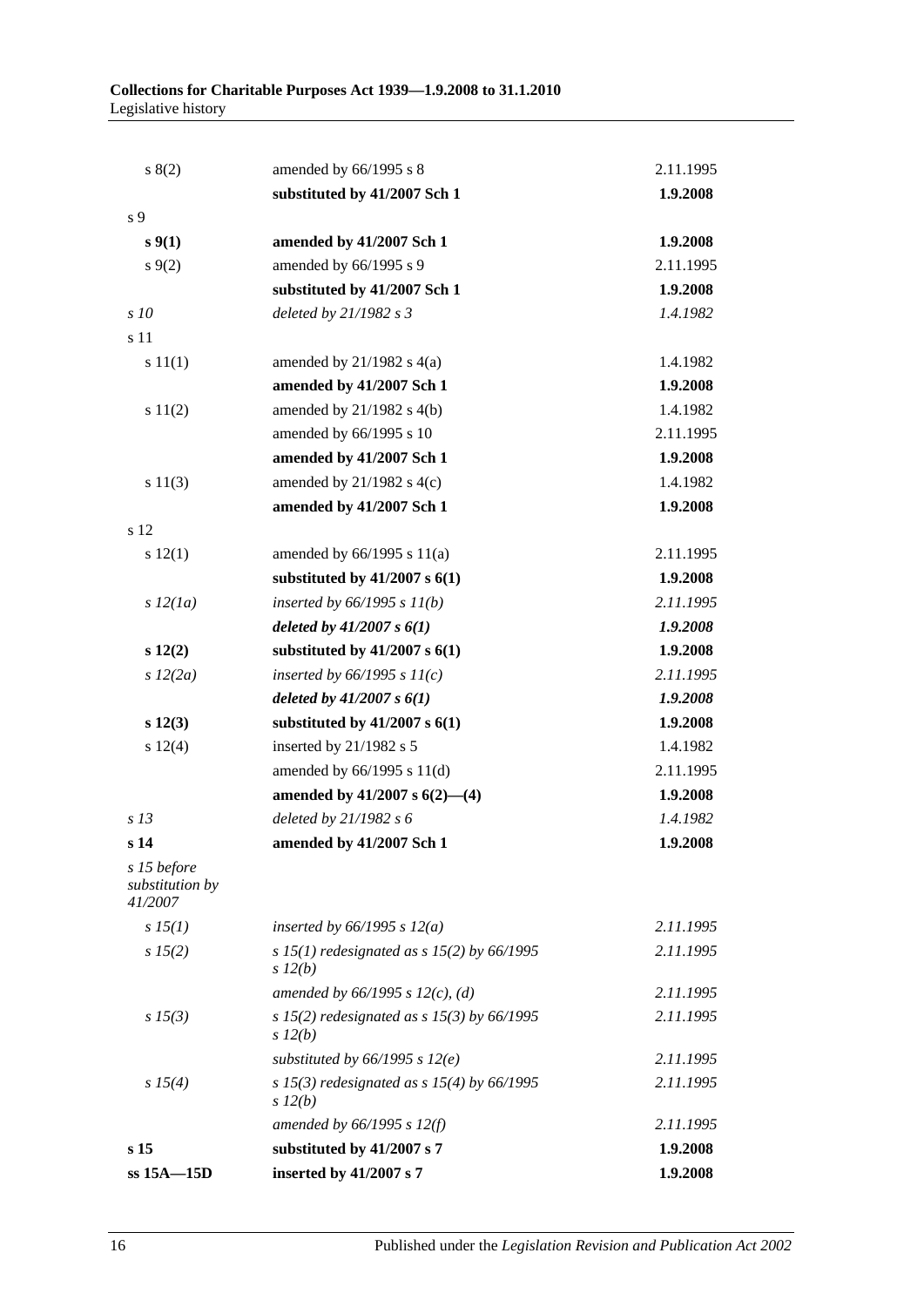| | | |
|---|---|---|
| s 8(2) | amended by 66/1995 s 8 | 2.11.1995 |
| | **substituted by 41/2007 Sch 1** | **1.9.2008** |
| s 9 | | |
| **s 9(1)** | **amended by 41/2007 Sch 1** | **1.9.2008** |
| s 9(2) | amended by 66/1995 s 9 | 2.11.1995 |
| | **substituted by 41/2007 Sch 1** | **1.9.2008** |
| *s 10* | *deleted by 21/1982 s 3* | *1.4.1982* |
| s 11 | | |
| s 11(1) | amended by 21/1982 s 4(a) | 1.4.1982 |
| | **amended by 41/2007 Sch 1** | **1.9.2008** |
| s 11(2) | amended by 21/1982 s 4(b) | 1.4.1982 |
| | amended by 66/1995 s 10 | 2.11.1995 |
| | **amended by 41/2007 Sch 1** | **1.9.2008** |
| s 11(3) | amended by 21/1982 s 4(c) | 1.4.1982 |
| | **amended by 41/2007 Sch 1** | **1.9.2008** |
| s 12 | | |
| s 12(1) | amended by 66/1995 s 11(a) | 2.11.1995 |
| | **substituted by 41/2007 s 6(1)** | **1.9.2008** |
| *s 12(1a)* | *inserted by 66/1995 s 11(b)* | *2.11.1995* |
| | ***deleted by 41/2007 s 6(1)*** | ***1.9.2008*** |
| **s 12(2)** | **substituted by 41/2007 s 6(1)** | **1.9.2008** |
| *s 12(2a)* | *inserted by 66/1995 s 11(c)* | *2.11.1995* |
| | ***deleted by 41/2007 s 6(1)*** | ***1.9.2008*** |
| **s 12(3)** | **substituted by 41/2007 s 6(1)** | **1.9.2008** |
| s 12(4) | inserted by 21/1982 s 5 | 1.4.1982 |
| | amended by 66/1995 s 11(d) | 2.11.1995 |
| | **amended by 41/2007 s 6(2)—(4)** | **1.9.2008** |
| *s 13* | *deleted by 21/1982 s 6* | *1.4.1982* |
| **s 14** | **amended by 41/2007 Sch 1** | **1.9.2008** |
| *s 15 before substitution by 41/2007* | | |
| *s 15(1)* | *inserted by 66/1995 s 12(a)* | *2.11.1995* |
| *s 15(2)* | *s 15(1) redesignated as s 15(2) by 66/1995 s 12(b)* | *2.11.1995* |
| | *amended by 66/1995 s 12(c), (d)* | *2.11.1995* |
| *s 15(3)* | *s 15(2) redesignated as s 15(3) by 66/1995 s 12(b)* | *2.11.1995* |
| | *substituted by 66/1995 s 12(e)* | *2.11.1995* |
| *s 15(4)* | *s 15(3) redesignated as s 15(4) by 66/1995 s 12(b)* | *2.11.1995* |
| | *amended by 66/1995 s 12(f)* | *2.11.1995* |
| **s 15** | **substituted by 41/2007 s 7** | **1.9.2008** |
| **ss 15A—15D** | **inserted by 41/2007 s 7** | **1.9.2008** |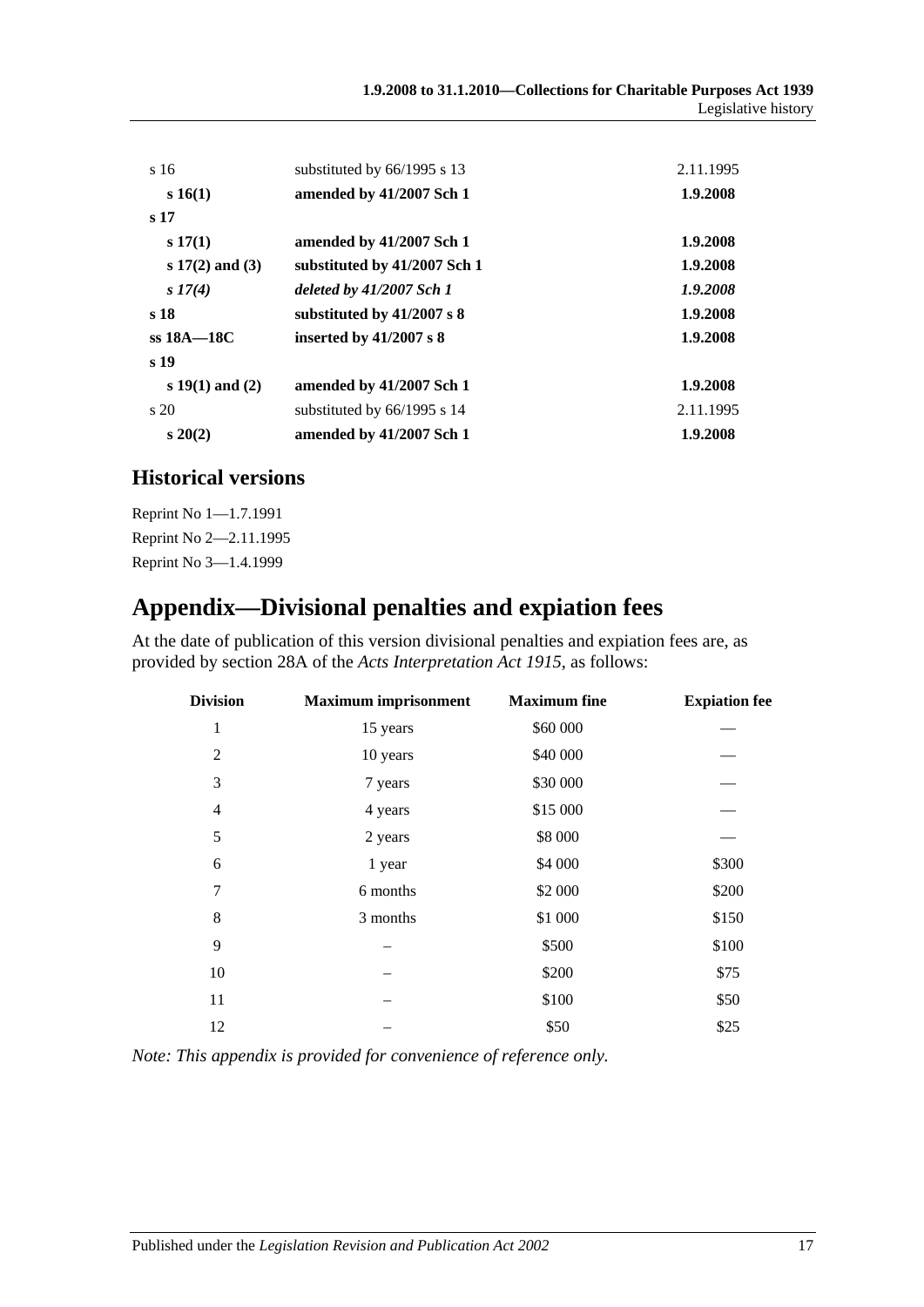| | | |
|---|---|---|
| s 16 | substituted by 66/1995 s 13 | 2.11.1995 |
| **s 16(1)** | **amended by 41/2007 Sch 1** | **1.9.2008** |
| **s 17** | | |
| **s 17(1)** | **amended by 41/2007 Sch 1** | **1.9.2008** |
| **s 17(2) and (3)** | **substituted by 41/2007 Sch 1** | **1.9.2008** |
| ***s 17(4)*** | ***deleted by 41/2007 Sch 1*** | ***1.9.2008*** |
| **s 18** | **substituted by 41/2007 s 8** | **1.9.2008** |
| **ss 18A—18C** | **inserted by 41/2007 s 8** | **1.9.2008** |
| **s 19** | | |
| **s 19(1) and (2)** | **amended by 41/2007 Sch 1** | **1.9.2008** |
| s 20 | substituted by 66/1995 s 14 | 2.11.1995 |
| **s 20(2)** | **amended by 41/2007 Sch 1** | **1.9.2008** |

## Historical versions

Reprint No 1—1.7.1991

Reprint No 2—2.11.1995

Reprint No 3—1.4.1999

# Appendix—Divisional penalties and expiation fees

At the date of publication of this version divisional penalties and expiation fees are, as provided by section 28A of the *Acts Interpretation Act 1915*, as follows:

| Division | Maximum imprisonment | Maximum fine | Expiation fee |
|---|---|---|---|
| 1 | 15 years | \$60 000 | — |
| 2 | 10 years | \$40 000 | — |
| 3 | 7 years | \$30 000 | — |
| 4 | 4 years | \$15 000 | — |
| 5 | 2 years | \$8 000 | — |
| 6 | 1 year | \$4 000 | \$300 |
| 7 | 6 months | \$2 000 | \$200 |
| 8 | 3 months | \$1 000 | \$150 |
| 9 | – | \$500 | \$100 |
| 10 | – | \$200 | \$75 |
| 11 | – | \$100 | \$50 |
| 12 | – | \$50 | \$25 |

*Note: This appendix is provided for convenience of reference only.*